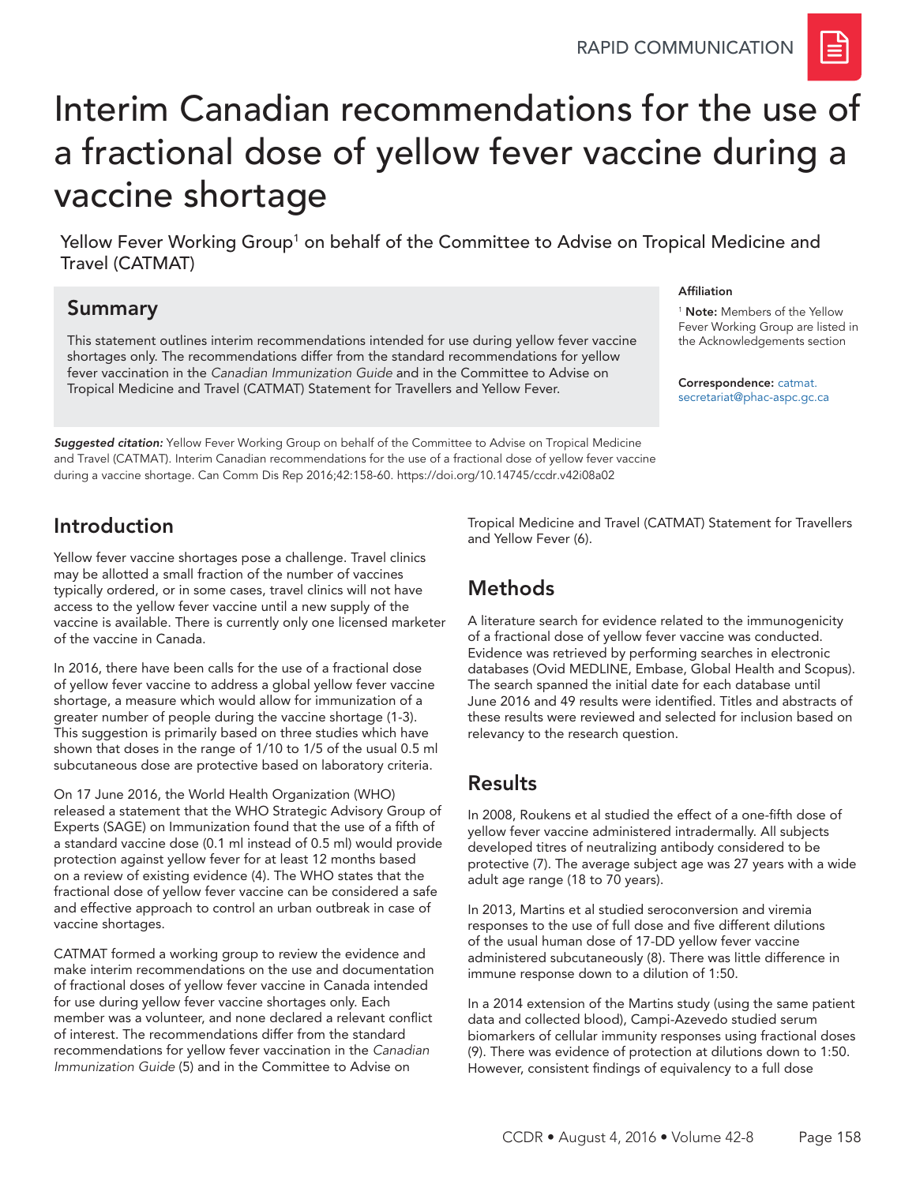RAPID COMMUNICATION

# Interim Canadian recommendations for the use of a fractional dose of yellow fever vaccine during a vaccine shortage

Yellow Fever Working Group[1] on behalf of the Committee to Advise on Tropical Medicine and Travel (CATMAT)

## Summary

This statement outlines interim recommendations intended for use during yellow fever vaccine shortages only. The recommendations differ from the standard recommendations for yellow fever vaccination in the *Canadian Immunization Guide* and in the Committee to Advise on Tropical Medicine and Travel (CATMAT) Statement for Travellers and Yellow Fever.

**Affiliation**

[1] **Note:** Members of the Yellow Fever Working Group are listed in the Acknowledgements section

**Correspondence:** catmat.secretariat@phac-aspc.gc.ca

***Suggested citation:*** Yellow Fever Working Group on behalf of the Committee to Advise on Tropical Medicine and Travel (CATMAT). Interim Canadian recommendations for the use of a fractional dose of yellow fever vaccine during a vaccine shortage. Can Comm Dis Rep 2016;42:158-60. https://doi.org/10.14745/ccdr.v42i08a02

## Introduction

Yellow fever vaccine shortages pose a challenge. Travel clinics may be allotted a small fraction of the number of vaccines typically ordered, or in some cases, travel clinics will not have access to the yellow fever vaccine until a new supply of the vaccine is available. There is currently only one licensed marketer of the vaccine in Canada.

In 2016, there have been calls for the use of a fractional dose of yellow fever vaccine to address a global yellow fever vaccine shortage, a measure which would allow for immunization of a greater number of people during the vaccine shortage (1-3). This suggestion is primarily based on three studies which have shown that doses in the range of 1/10 to 1/5 of the usual 0.5 ml subcutaneous dose are protective based on laboratory criteria.

On 17 June 2016, the World Health Organization (WHO) released a statement that the WHO Strategic Advisory Group of Experts (SAGE) on Immunization found that the use of a fifth of a standard vaccine dose (0.1 ml instead of 0.5 ml) would provide protection against yellow fever for at least 12 months based on a review of existing evidence (4). The WHO states that the fractional dose of yellow fever vaccine can be considered a safe and effective approach to control an urban outbreak in case of vaccine shortages.

CATMAT formed a working group to review the evidence and make interim recommendations on the use and documentation of fractional doses of yellow fever vaccine in Canada intended for use during yellow fever vaccine shortages only. Each member was a volunteer, and none declared a relevant conflict of interest. The recommendations differ from the standard recommendations for yellow fever vaccination in the *Canadian Immunization Guide* (5) and in the Committee to Advise on Tropical Medicine and Travel (CATMAT) Statement for Travellers and Yellow Fever (6).

## Methods

A literature search for evidence related to the immunogenicity of a fractional dose of yellow fever vaccine was conducted. Evidence was retrieved by performing searches in electronic databases (Ovid MEDLINE, Embase, Global Health and Scopus). The search spanned the initial date for each database until June 2016 and 49 results were identified. Titles and abstracts of these results were reviewed and selected for inclusion based on relevancy to the research question.

## Results

In 2008, Roukens et al studied the effect of a one-fifth dose of yellow fever vaccine administered intradermally. All subjects developed titres of neutralizing antibody considered to be protective (7). The average subject age was 27 years with a wide adult age range (18 to 70 years).

In 2013, Martins et al studied seroconversion and viremia responses to the use of full dose and five different dilutions of the usual human dose of 17-DD yellow fever vaccine administered subcutaneously (8). There was little difference in immune response down to a dilution of 1:50.

In a 2014 extension of the Martins study (using the same patient data and collected blood), Campi-Azevedo studied serum biomarkers of cellular immunity responses using fractional doses (9). There was evidence of protection at dilutions down to 1:50. However, consistent findings of equivalency to a full dose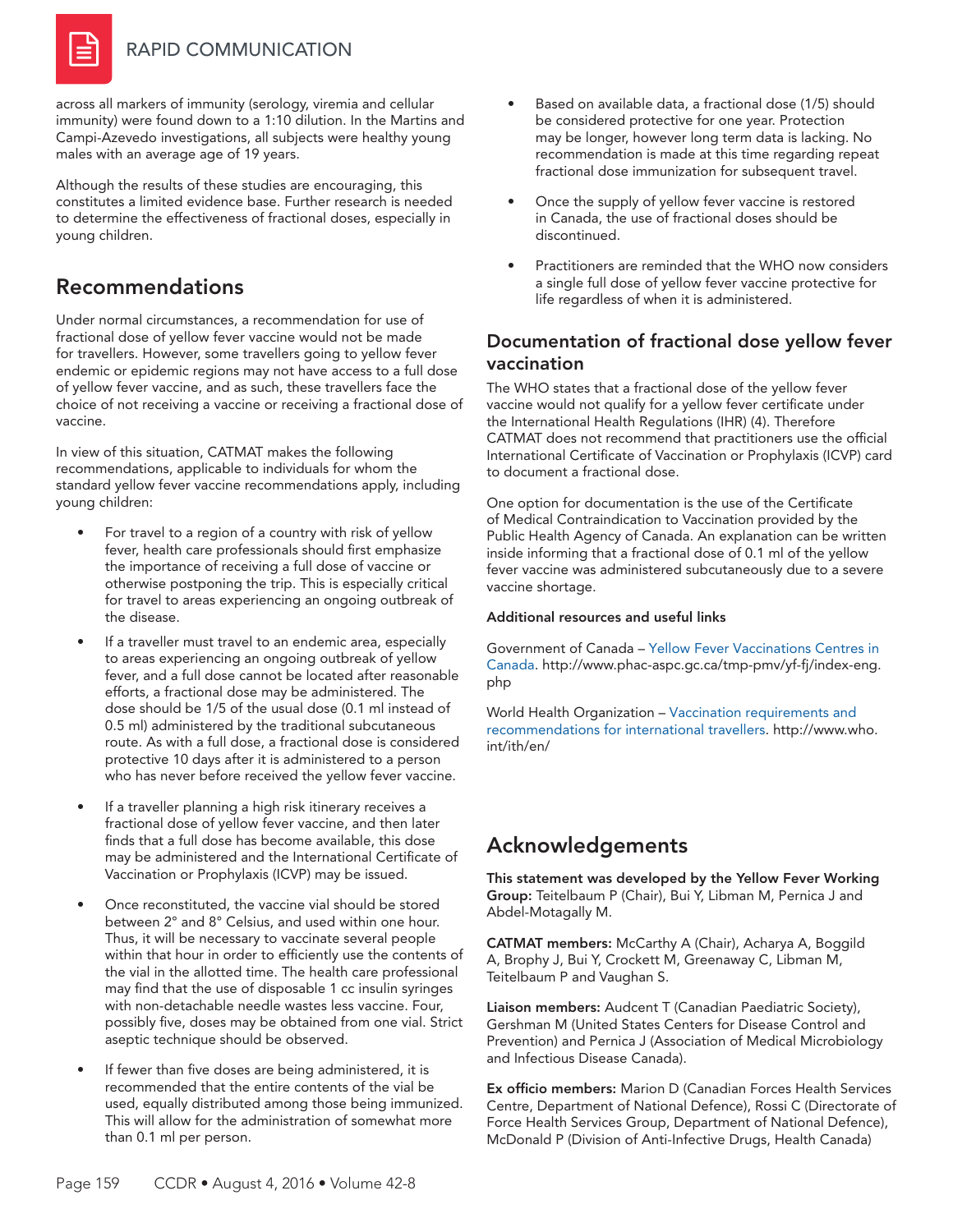across all markers of immunity (serology, viremia and cellular immunity) were found down to a 1:10 dilution. In the Martins and Campi-Azevedo investigations, all subjects were healthy young males with an average age of 19 years.

Although the results of these studies are encouraging, this constitutes a limited evidence base. Further research is needed to determine the effectiveness of fractional doses, especially in young children.

## Recommendations

Under normal circumstances, a recommendation for use of fractional dose of yellow fever vaccine would not be made for travellers. However, some travellers going to yellow fever endemic or epidemic regions may not have access to a full dose of yellow fever vaccine, and as such, these travellers face the choice of not receiving a vaccine or receiving a fractional dose of vaccine.

In view of this situation, CATMAT makes the following recommendations, applicable to individuals for whom the standard yellow fever vaccine recommendations apply, including young children:

- For travel to a region of a country with risk of yellow fever, health care professionals should first emphasize the importance of receiving a full dose of vaccine or otherwise postponing the trip. This is especially critical for travel to areas experiencing an ongoing outbreak of the disease.
- If a traveller must travel to an endemic area, especially to areas experiencing an ongoing outbreak of yellow fever, and a full dose cannot be located after reasonable efforts, a fractional dose may be administered. The dose should be 1/5 of the usual dose (0.1 ml instead of 0.5 ml) administered by the traditional subcutaneous route. As with a full dose, a fractional dose is considered protective 10 days after it is administered to a person who has never before received the yellow fever vaccine.
- If a traveller planning a high risk itinerary receives a fractional dose of yellow fever vaccine, and then later finds that a full dose has become available, this dose may be administered and the International Certificate of Vaccination or Prophylaxis (ICVP) may be issued.
- Once reconstituted, the vaccine vial should be stored between 2° and 8° Celsius, and used within one hour. Thus, it will be necessary to vaccinate several people within that hour in order to efficiently use the contents of the vial in the allotted time. The health care professional may find that the use of disposable 1 cc insulin syringes with non-detachable needle wastes less vaccine. Four, possibly five, doses may be obtained from one vial. Strict aseptic technique should be observed.
- If fewer than five doses are being administered, it is recommended that the entire contents of the vial be used, equally distributed among those being immunized. This will allow for the administration of somewhat more than 0.1 ml per person.
- Based on available data, a fractional dose (1/5) should be considered protective for one year. Protection may be longer, however long term data is lacking. No recommendation is made at this time regarding repeat fractional dose immunization for subsequent travel.
- Once the supply of yellow fever vaccine is restored in Canada, the use of fractional doses should be discontinued.
- Practitioners are reminded that the WHO now considers a single full dose of yellow fever vaccine protective for life regardless of when it is administered.

## Documentation of fractional dose yellow fever vaccination

The WHO states that a fractional dose of the yellow fever vaccine would not qualify for a yellow fever certificate under the International Health Regulations (IHR) (4). Therefore CATMAT does not recommend that practitioners use the official International Certificate of Vaccination or Prophylaxis (ICVP) card to document a fractional dose.

One option for documentation is the use of the Certificate of Medical Contraindication to Vaccination provided by the Public Health Agency of Canada. An explanation can be written inside informing that a fractional dose of 0.1 ml of the yellow fever vaccine was administered subcutaneously due to a severe vaccine shortage.

### Additional resources and useful links

Government of Canada – Yellow Fever Vaccinations Centres in Canada. http://www.phac-aspc.gc.ca/tmp-pmv/yf-fj/index-eng.php

World Health Organization – Vaccination requirements and recommendations for international travellers. http://www.who.int/ith/en/

## Acknowledgements

**This statement was developed by the Yellow Fever Working Group:** Teitelbaum P (Chair), Bui Y, Libman M, Pernica J and Abdel-Motagally M.

**CATMAT members:** McCarthy A (Chair), Acharya A, Boggild A, Brophy J, Bui Y, Crockett M, Greenaway C, Libman M, Teitelbaum P and Vaughan S.

**Liaison members:** Audcent T (Canadian Paediatric Society), Gershman M (United States Centers for Disease Control and Prevention) and Pernica J (Association of Medical Microbiology and Infectious Disease Canada).

**Ex officio members:** Marion D (Canadian Forces Health Services Centre, Department of National Defence), Rossi C (Directorate of Force Health Services Group, Department of National Defence), McDonald P (Division of Anti-Infective Drugs, Health Canada)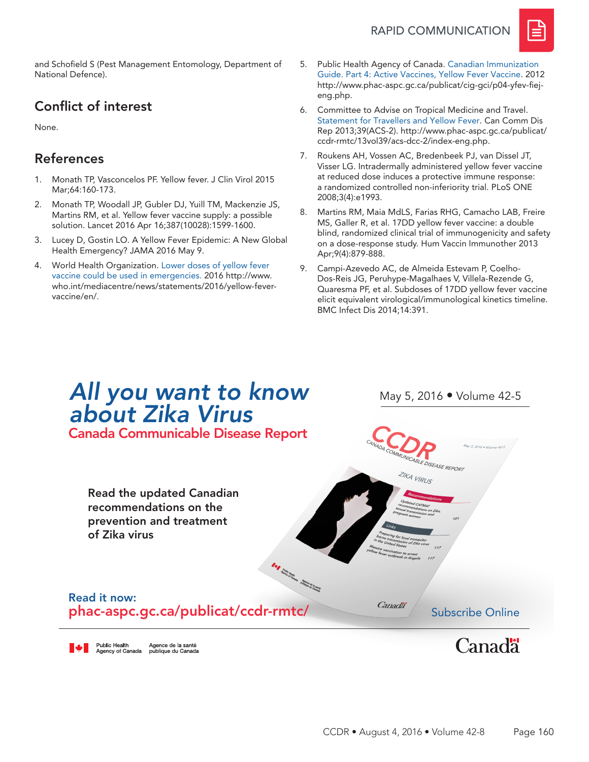and Schofield S (Pest Management Entomology, Department of National Defence).

## Conflict of interest

None.

## References

1. Monath TP, Vasconcelos PF. Yellow fever. J Clin Virol 2015 Mar;64:160-173.
2. Monath TP, Woodall JP, Gubler DJ, Yuill TM, Mackenzie JS, Martins RM, et al. Yellow fever vaccine supply: a possible solution. Lancet 2016 Apr 16;387(10028):1599-1600.
3. Lucey D, Gostin LO. A Yellow Fever Epidemic: A New Global Health Emergency? JAMA 2016 May 9.
4. World Health Organization. Lower doses of yellow fever vaccine could be used in emergencies. 2016 http://www.who.int/mediacentre/news/statements/2016/yellow-fever-vaccine/en/.
5. Public Health Agency of Canada. Canadian Immunization Guide. Part 4: Active Vaccines, Yellow Fever Vaccine. 2012 http://www.phac-aspc.gc.ca/publicat/cig-gci/p04-yfev-fiej-eng.php.
6. Committee to Advise on Tropical Medicine and Travel. Statement for Travellers and Yellow Fever. Can Comm Dis Rep 2013;39(ACS-2). http://www.phac-aspc.gc.ca/publicat/ccdr-rmtc/13vol39/acs-dcc-2/index-eng.php.
7. Roukens AH, Vossen AC, Bredenbeek PJ, van Dissel JT, Visser LG. Intradermally administered yellow fever vaccine at reduced dose induces a protective immune response: a randomized controlled non-inferiority trial. PLoS ONE 2008;3(4):e1993.
8. Martins RM, Maia MdLS, Farias RHG, Camacho LAB, Freire MS, Galler R, et al. 17DD yellow fever vaccine: a double blind, randomized clinical trial of immunogenicity and safety on a dose-response study. Hum Vaccin Immunother 2013 Apr;9(4):879-888.
9. Campi-Azevedo AC, de Almeida Estevam P, Coelho-Dos-Reis JG, Peruhype-Magalhaes V, Villela-Rezende G, Quaresma PF, et al. Subdoses of 17DD yellow fever vaccine elicit equivalent virological/immunological kinetics timeline. BMC Infect Dis 2014;14:391.

***All you want to know about Zika Virus***

**Canada Communicable Disease Report**

May 5, 2016 • Volume 42-5

**Read the updated Canadian recommendations on the prevention and treatment of Zika virus**

**Read it now:**
**phac-aspc.gc.ca/publicat/ccdr-rmtc/**

Subscribe Online

Public Health Agency of Canada — Agence de la santé publique du Canada

Canada